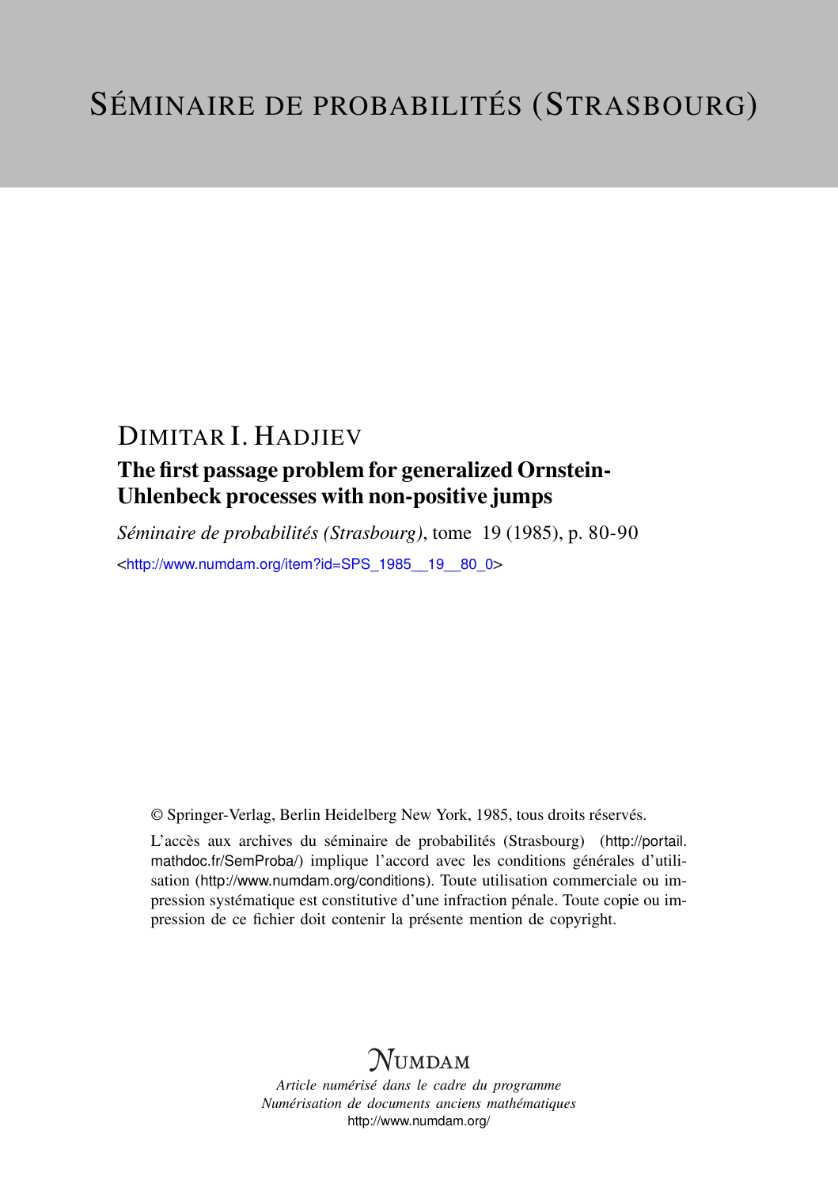# SÉMINAIRE DE PROBABILITÉS (STRASBOURG)

## DIMITAR I. HADJIEV

### The first passage problem for generalized Ornstein-Uhlenbeck processes with non-positive jumps

*Séminaire de probabilités (Strasbourg)*, tome 19 (1985), p. 80-90

<http://www.numdam.org/item?id=SPS_1985__19__80_0>

© Springer-Verlag, Berlin Heidelberg New York, 1985, tous droits réservés.

L'accès aux archives du séminaire de probabilités (Strasbourg) (http://portail.mathdoc.fr/SemProba/) implique l'accord avec les conditions générales d'utilisation (http://www.numdam.org/conditions). Toute utilisation commerciale ou impression systématique est constitutive d'une infraction pénale. Toute copie ou impression de ce fichier doit contenir la présente mention de copyright.

NUMDAM

*Article numérisé dans le cadre du programme*
*Numérisation de documents anciens mathématiques*
http://www.numdam.org/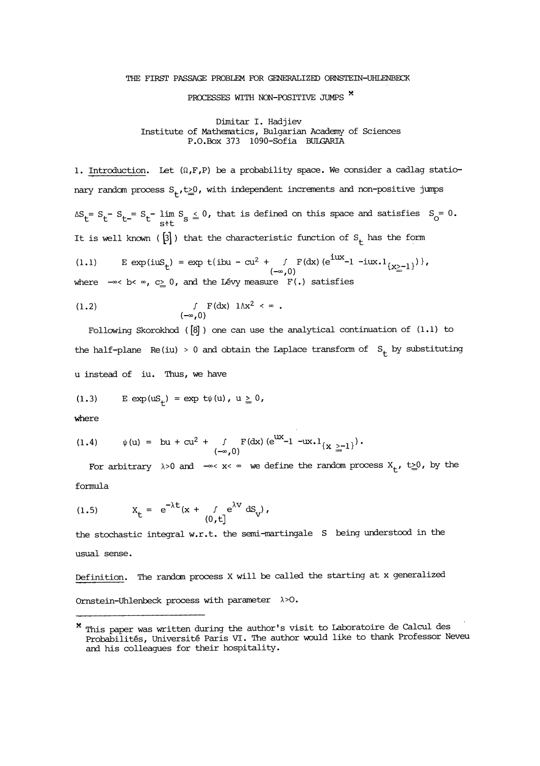# THE FIRST PASSAGE PROBLEM FOR GENERALIZED ORNSTEIN-UHLENBECK PROCESSES WITH NON-POSITIVE JUMPS *

Dimitar I. Hadjiev
Institute of Mathematics, Bulgarian Academy of Sciences
P.O.Box 373 1090-Sofia BULGARIA

1. Introduction. Let $(\Omega,F,P)$ be a probability space. We consider a cadlag stationary random process $S_t, t\geq 0$, with independent increments and non-positive jumps $\Delta S_t = S_t - S_{t-} = S_t - \lim_{s\uparrow t} S_s \leq 0$, that is defined on this space and satisfies $S_0 = 0$. It is well known ([3]) that the characteristic function of $S_t$ has the form

$$(1.1) \qquad E\exp(iuS_t) = \exp t\{ibu - cu^2 + \int_{(-\infty,0)} F(dx)(e^{iux}-1-iux.1_{\{x\geq -1\}})\},$$

where $-\infty < b < \infty$, $c \geq 0$, and the Lévy measure $F(.)$ satisfies

$$(1.2) \qquad \int_{(-\infty,0)} F(dx)\ 1\wedge x^2 < \infty .$$

Following Skorokhod ([8]) one can use the analytical continuation of (1.1) to the half-plane $\mathrm{Re}(iu) > 0$ and obtain the Laplace transform of $S_t$ by substituting $u$ instead of $iu$. Thus, we have

$$(1.3) \qquad E\exp(uS_t) = \exp t\psi(u),\ u \geq 0,$$

where

$$(1.4) \qquad \psi(u) = bu + cu^2 + \int_{(-\infty,0)} F(dx)(e^{ux}-1-ux.1_{\{x\geq -1\}}).$$

For arbitrary $\lambda>0$ and $-\infty < x < \infty$ we define the random process $X_t$, $t\geq 0$, by the formula

$$(1.5) \qquad X_t = e^{-\lambda t}(x + \int_{(0,t]} e^{\lambda v}\, dS_v),$$

the stochastic integral w.r.t. the semi-martingale $S$ being understood in the usual sense.

Definition. The random process $X$ will be called the starting at $x$ generalized Ornstein-Uhlenbeck process with parameter $\lambda>0$.

---

* This paper was written during the author's visit to Laboratoire de Calcul des Probabilités, Université Paris VI. The author would like to thank Professor Neveu and his colleagues for their hospitality.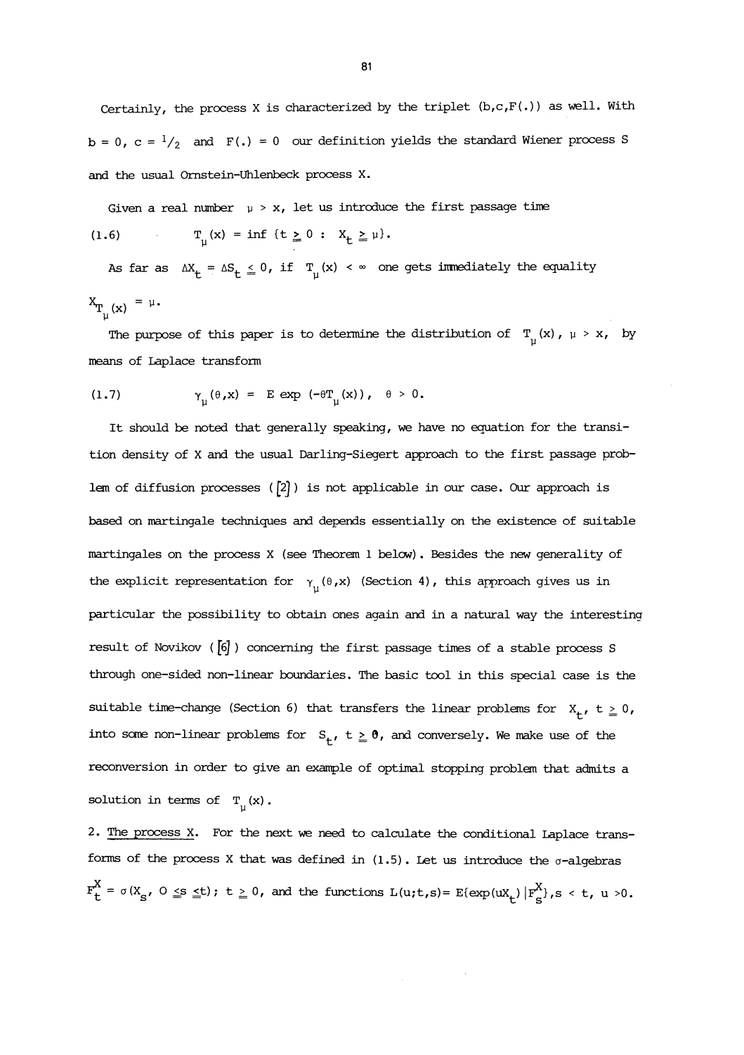Certainly, the process X is characterized by the triplet $(b,c,F(.))$ as well. With $b = 0$, $c = 1/2$ and $F(.) = 0$ our definition yields the standard Wiener process S and the usual Ornstein-Uhlenbeck process X.

Given a real number $\mu > x$, let us introduce the first passage time

$$T_\mu(x) = \inf \{t \geq 0 : X_t \geq \mu\}. \tag{1.6}$$

As far as $\Delta X_t = \Delta S_t \leq 0$, if $T_\mu(x) < \infty$ one gets immediately the equality $X_{T_\mu(x)} = \mu$.

The purpose of this paper is to determine the distribution of $T_\mu(x)$, $\mu > x$, by means of Laplace transform

$$\gamma_\mu(\theta,x) = E \exp(-\theta T_\mu(x)), \quad \theta > 0. \tag{1.7}$$

It should be noted that generally speaking, we have no equation for the transition density of X and the usual Darling-Siegert approach to the first passage problem of diffusion processes ([2]) is not applicable in our case. Our approach is based on martingale techniques and depends essentially on the existence of suitable martingales on the process X (see Theorem 1 below). Besides the new generality of the explicit representation for $\gamma_\mu(\theta,x)$ (Section 4), this approach gives us in particular the possibility to obtain ones again and in a natural way the interesting result of Novikov ([6]) concerning the first passage times of a stable process S through one-sided non-linear boundaries. The basic tool in this special case is the suitable time-change (Section 6) that transfers the linear problems for $X_t$, $t \geq 0$, into some non-linear problems for $S_t$, $t \geq 0$, and conversely. We make use of the reconversion in order to give an example of optimal stopping problem that admits a solution in terms of $T_\mu(x)$.

2. The process X. For the next we need to calculate the conditional Laplace transforms of the process X that was defined in (1.5). Let us introduce the $\sigma$-algebras $F_t^X = \sigma(X_s, 0 \leq s \leq t)$; $t \geq 0$, and the functions $L(u;t,s) = E\{\exp(uX_t) | F_s^X\}, s < t, u > 0$.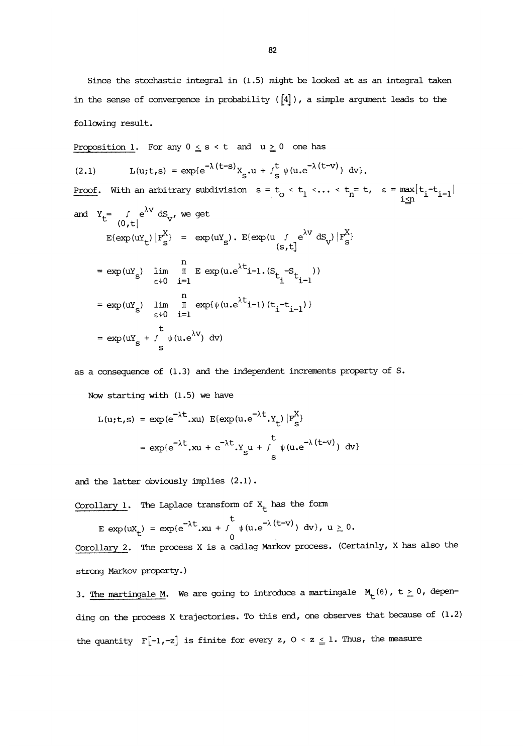Since the stochastic integral in (1.5) might be looked at as an integral taken in the sense of convergence in probability ([4]), a simple argument leads to the following result.

Proposition 1. For any $0 \leq s < t$ and $u \geq 0$ one has

$$L(u;t,s) = \exp\{e^{-\lambda(t-s)}X_s.u + \int_s^t \psi(u.e^{-\lambda(t-v)})\,dv\}. \tag{2.1}$$

Proof. With an arbitrary subdivision $s = t_0 < t_1 < \ldots < t_n = t$, $\varepsilon = \max_{i \leq n} |t_i - t_{i-1}|$ and $Y_t = \int_{(0,t]} e^{\lambda v}\,dS_v$, we get

$$E\{\exp(uY_t)|F_s^X\} = \exp(uY_s).\,E\{\exp(u\int_{(s,t]} e^{\lambda v}\,dS_v)|F_s^X\}$$

$$= \exp(uY_s) \lim_{\varepsilon \downarrow 0} \prod_{i=1}^n E\exp(u.e^{\lambda t_{i-1}}.(S_{t_i} - S_{t_{i-1}}))$$

$$= \exp(uY_s) \lim_{\varepsilon \downarrow 0} \prod_{i=1}^n \exp\{\psi(u.e^{\lambda t_{i-1}})(t_i - t_{i-1})\}$$

$$= \exp(uY_s + \int_s^t \psi(u.e^{\lambda v})\,dv)$$

as a consequence of (1.3) and the independent increments property of S.

Now starting with (1.5) we have

$$L(u;t,s) = \exp(e^{-\lambda t}.xu)\,E\{\exp(u.e^{-\lambda t}.Y_t)|F_s^X\}$$

$$= \exp\{e^{-\lambda t}.xu + e^{-\lambda t}.Y_s u + \int_s^t \psi(u.e^{-\lambda(t-v)})\,dv\}$$

and the latter obviously implies (2.1).

Corollary 1. The Laplace transform of $X_t$ has the form

$$E\exp(uX_t) = \exp\{e^{-\lambda t}.xu + \int_0^t \psi(u.e^{-\lambda(t-v)})\,dv\},\ u \geq 0.$$

Corollary 2. The process X is a cadlag Markov process. (Certainly, X has also the strong Markov property.)

3. The martingale M. We are going to introduce a martingale $M_t(\theta)$, $t \geq 0$, depending on the process X trajectories. To this end, one observes that because of (1.2) the quantity $F[-1,-z]$ is finite for every z, $0 < z \leq 1$. Thus, the measure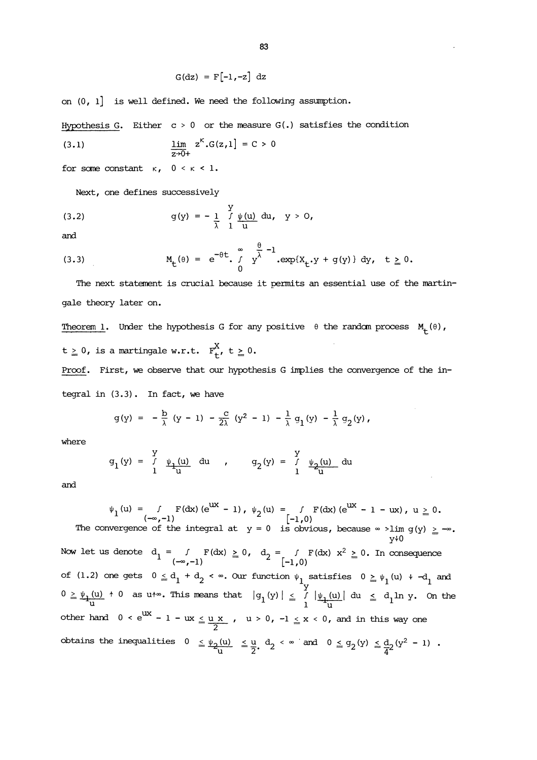$$G(dz) = F[-1,-z]\, dz$$

on $(0, 1]$ is well defined. We need the following assumption.

<u>Hypothesis G.</u> Either $c > 0$ or the measure $G(.)$ satisfies the condition

$$\lim_{z \to 0+} z^{\kappa}.G(z,1] = C > 0 \tag{3.1}$$

for some constant $\kappa$, $0 < \kappa < 1$.

Next, one defines successively

$$g(y) = -\frac{1}{\lambda} \int_1^y \frac{\psi(u)}{u}\, du, \quad y > 0, \tag{3.2}$$

and

$$M_t(\theta) = e^{-\theta t} . \int_0^\infty y^{\frac{\theta}{\lambda} - 1} . \exp\{X_t . y + g(y)\}\, dy, \quad t \geqq 0. \tag{3.3}$$

The next statement is crucial because it permits an essential use of the martingale theory later on.

<u>Theorem 1.</u> Under the hypothesis G for any positive $\theta$ the random process $M_t(\theta)$, $t \geqq 0$, is a martingale w.r.t. $F_t^X$, $t \geqq 0$.

<u>Proof.</u> First, we observe that our hypothesis G implies the convergence of the integral in (3.3). In fact, we have

$$g(y) = -\frac{b}{\lambda}(y - 1) - \frac{c}{2\lambda}(y^2 - 1) - \frac{1}{\lambda} g_1(y) - \frac{1}{\lambda} g_2(y),$$

where

$$g_1(y) = \int_1^y \frac{\psi_1(u)}{u}\, du \quad , \quad g_2(y) = \int_1^y \frac{\psi_2(u)}{u}\, du$$

and

$$\psi_1(u) = \int_{(-\infty,-1)} F(dx)(e^{ux} - 1), \; \psi_2(u) = \int_{[-1,0)} F(dx)(e^{ux} - 1 - ux), \; u \geqq 0.$$

The convergence of the integral at $y = 0$ is obvious, because $\infty > \lim_{y \downarrow 0} g(y) \geqq -\infty$. Now let us denote $d_1 = \int_{(-\infty,-1)} F(dx) \geqq 0$, $d_2 = \int_{[-1,0)} F(dx)\, x^2 \geqq 0$. In consequence of (1.2) one gets $0 \leq d_1 + d_2 < \infty$. Our function $\psi_1$ satisfies $0 \geqq \psi_1(u) \downarrow -d_1$ and $0 \geqq \frac{\psi_1(u)}{u} \uparrow 0$ as $u \uparrow \infty$. This means that $|g_1(y)| \leq \int_1^y \left|\frac{\psi_1(u)}{u}\right| du \leq d_1 \ln y$. On the other hand $0 < e^{ux} - 1 - ux \leq \frac{u\, x}{2}$, $u > 0$, $-1 \leq x < 0$, and in this way one obtains the inequalities $0 \leq \frac{\psi_2(u)}{u} \leq \frac{u}{2} . d_2 < \infty$ and $0 \leq g_2(y) \leq \frac{d_2}{4}(y^2 - 1)$.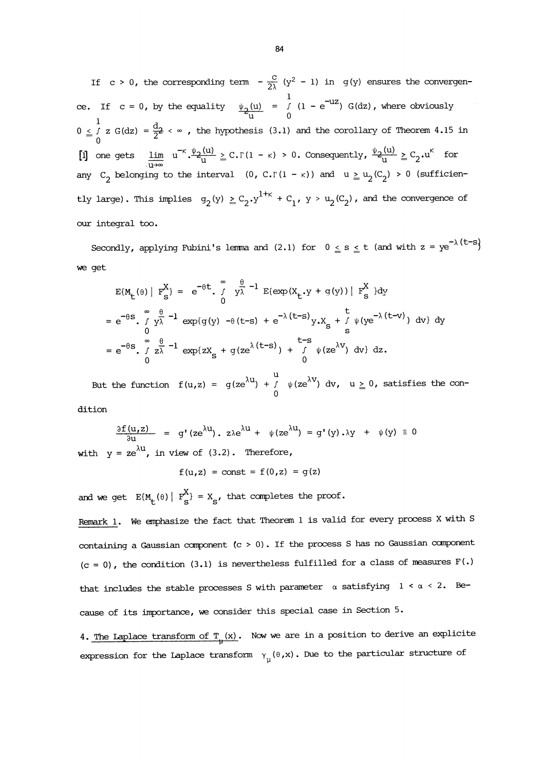If $c > 0$, the corresponding term $-\frac{c}{2\lambda}(y^2 - 1)$ in $g(y)$ ensures the convergence. If $c = 0$, by the equality $\frac{\psi_2(u)}{u} = \int_0^1 (1 - e^{-uz})\, G(dz)$, where obviously $0 \leq \int_0^1 z\, G(dz) = \frac{d_2}{2} < \infty$, the hypothesis (3.1) and the corollary of Theorem 4.15 in [1] one gets $\lim_{u\to\infty} u^{-\kappa} . \frac{\psi_2(u)}{u} \geq C.\Gamma(1-\kappa) > 0$. Consequently, $\frac{\psi_2(u)}{u} \geq C_2 . u^{\kappa}$ for any $C_2$ belonging to the interval $(0, C.\Gamma(1-\kappa))$ and $u \geq u_2(C_2) > 0$ (sufficiently large). This implies $g_2(y) \geq C_2 . y^{1+\kappa} + C_1$, $y > u_2(C_2)$, and the convergence of our integral too.

Secondly, applying Fubini's lemma and (2.1) for $0 \leq s \leq t$ (and with $z = ye^{-\lambda(t-s)}$) we get

$$E\{M_t(\theta) \mid F_s^X\} = e^{-\theta t} . \int_0^\infty y^{\frac{\theta}{\lambda}-1} E\{\exp(X_t . y + g(y)) \mid F_s^X\} dy$$

$$= e^{-\theta s} . \int_0^\infty y^{\frac{\theta}{\lambda}-1} \exp\{g(y) - \theta(t-s) + e^{-\lambda(t-s)} y . X_s + \int_s^t \psi(ye^{-\lambda(t-v)})\, dv\}\, dy$$

$$= e^{-\theta s} . \int_0^\infty z^{\frac{\theta}{\lambda}-1} \exp\{zX_s + g(ze^{\lambda(t-s)}) + \int_0^{t-s} \psi(ze^{\lambda v})\, dv\}\, dz .$$

But the function $f(u,z) = g(ze^{\lambda u}) + \int_0^u \psi(ze^{\lambda v})\, dv$, $u \geq 0$, satisfies the condition

$$\frac{\partial f(u,z)}{\partial u} = g'(ze^{\lambda u}) . z\lambda e^{\lambda u} + \psi(ze^{\lambda u}) = g'(y) . \lambda y + \psi(y) \equiv 0$$

with $y = ze^{\lambda u}$, in view of (3.2). Therefore,

$$f(u,z) = \text{const} = f(0,z) = g(z)$$

and we get $E\{M_t(\theta) \mid F_s^X\} = X_s$, that completes the proof.

Remark 1. We emphasize the fact that Theorem 1 is valid for every process X with S containing a Gaussian component ($c > 0$). If the process S has no Gaussian component ($c = 0$), the condition (3.1) is nevertheless fulfilled for a class of measures $F(.)$ that includes the stable processes S with parameter $\alpha$ satisfying $1 < \alpha < 2$. Because of its importance, we consider this special case in Section 5.

## 4. The Laplace transform of $T_\mu(x)$.

Now we are in a position to derive an explicite expression for the Laplace transform $\gamma_\mu(\theta,x)$. Due to the particular structure of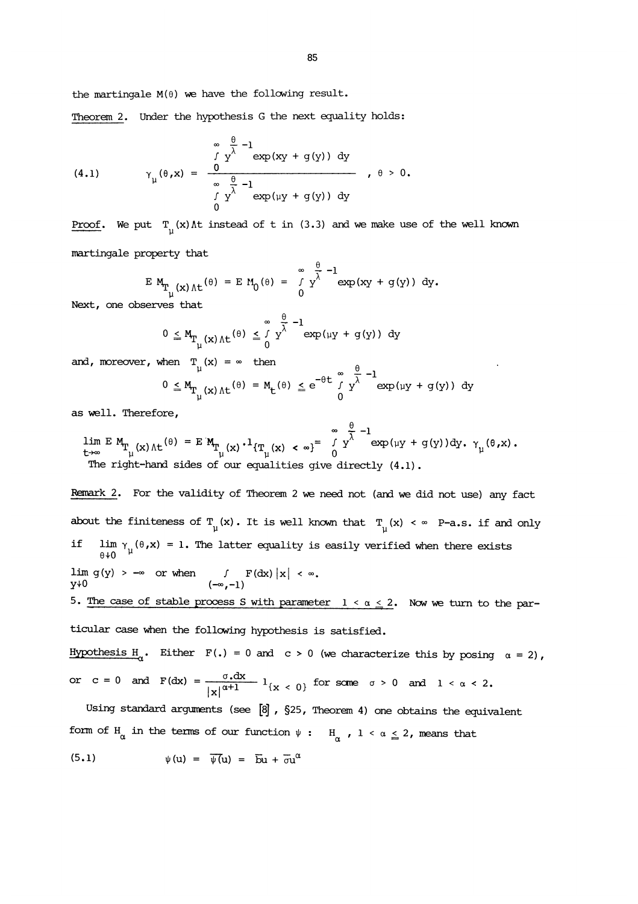the martingale $M(\theta)$ we have the following result.

Theorem 2. Under the hypothesis G the next equality holds:

$$\gamma_\mu(\theta,x) = \frac{\int_0^\infty y^{\frac{\theta}{\lambda}-1} \exp(xy + g(y))\, dy}{\int_0^\infty y^{\frac{\theta}{\lambda}-1} \exp(\mu y + g(y))\, dy}, \quad \theta > 0. \tag{4.1}$$

Proof. We put $T_\mu(x)\wedge t$ instead of $t$ in (3.3) and we make use of the well known martingale property that

$$E\, M_{T_\mu(x)\wedge t}(\theta) = E\, M_0(\theta) = \int_0^\infty y^{\frac{\theta}{\lambda}-1} \exp(xy + g(y))\, dy.$$

Next, one observes that

$$0 \leqq M_{T_\mu(x)\wedge t}(\theta) \leqq \int_0^\infty y^{\frac{\theta}{\lambda}-1} \exp(\mu y + g(y))\, dy$$

and, moreover, when $T_\mu(x) = \infty$ then

$$0 \leqq M_{T_\mu(x)\wedge t}(\theta) = M_t(\theta) \leqq e^{-\theta t} \int_0^\infty y^{\frac{\theta}{\lambda}-1} \exp(\mu y + g(y))\, dy$$

as well. Therefore,

$$\lim_{t\to\infty} E\, M_{T_\mu(x)\wedge t}(\theta) = E\, M_{T_\mu(x)} \cdot 1_{\{T_\mu(x) < \infty\}} = \int_0^\infty y^{\frac{\theta}{\lambda}-1} \exp(\mu y + g(y))dy.\ \gamma_\mu(\theta,x).$$

The right-hand sides of our equalities give directly (4.1).

Remark 2. For the validity of Theorem 2 we need not (and we did not use) any fact about the finiteness of $T_\mu(x)$. It is well known that $T_\mu(x) < \infty$ P-a.s. if and only if $\lim_{\theta\downarrow 0} \gamma_\mu(\theta,x) = 1$. The latter equality is easily verified when there exists $\lim_{y\downarrow 0} g(y) > -\infty$ or when $\int_{(-\infty,-1)} F(dx)|x| < \infty$.

5. The case of stable process S with parameter $1 < \alpha \leqq 2$. Now we turn to the particular case when the following hypothesis is satisfied.

Hypothesis $H_\alpha$. Either $F(.) = 0$ and $c > 0$ (we characterize this by posing $\alpha = 2$), or $c = 0$ and $F(dx) = \frac{\sigma . dx}{|x|^{\alpha+1}} 1_{\{x < 0\}}$ for some $\sigma > 0$ and $1 < \alpha < 2$.

Using standard arguments (see [8], §25, Theorem 4) one obtains the equivalent form of $H_\alpha$ in the terms of our function $\psi$ : $H_\alpha$, $1 < \alpha \leqq 2$, means that

$$\psi(u) = \overline{\psi}(u) = \bar{b}u + \bar{\sigma}u^\alpha \tag{5.1}$$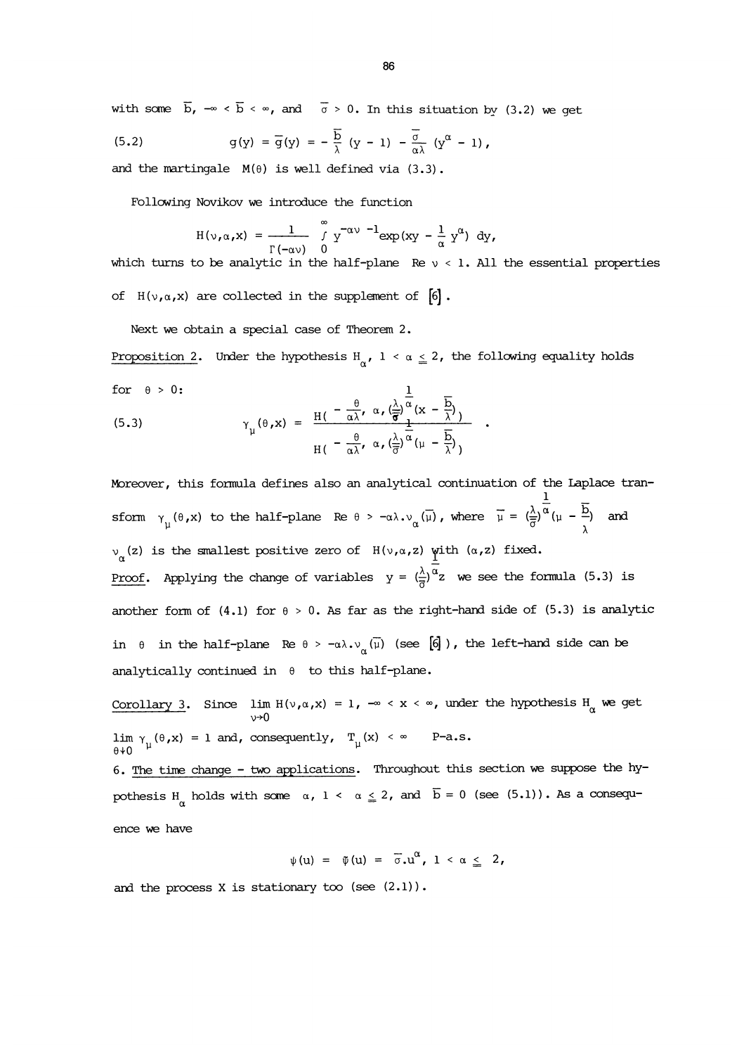with some $\bar{b}$, $-\infty < \bar{b} < \infty$, and $\bar{\sigma} > 0$. In this situation by (3.2) we get

$$g(y) = \bar{g}(y) = -\frac{\bar{b}}{\lambda}(y-1) - \frac{\bar{\sigma}}{\alpha\lambda}(y^{\alpha}-1), \tag{5.2}$$

and the martingale $M(\theta)$ is well defined via (3.3).

Following Novikov we introduce the function

$$H(\nu,\alpha,x) = \frac{1}{\Gamma(-\alpha\nu)} \int_0^{\infty} y^{-\alpha\nu-1} \exp(xy - \frac{1}{\alpha}y^{\alpha})\, dy,$$

which turns to be analytic in the half-plane $\operatorname{Re}\nu < 1$. All the essential properties of $H(\nu,\alpha,x)$ are collected in the supplement of [6].

Next we obtain a special case of Theorem 2.

Proposition 2. Under the hypothesis $H_{\alpha}$, $1 < \alpha \leq 2$, the following equality holds for $\theta > 0$:

$$\gamma_{\mu}(\theta,x) = \frac{H(-\frac{\theta}{\alpha\lambda}, \alpha, (\frac{\lambda}{\bar{\sigma}})^{\frac{1}{\alpha}}(x - \frac{\bar{b}}{\lambda}))}{H(-\frac{\theta}{\alpha\lambda}, \alpha, (\frac{\lambda}{\bar{\sigma}})^{\frac{1}{\alpha}}(\mu - \frac{\bar{b}}{\lambda}))}. \tag{5.3}$$

Moreover, this formula defines also an analytical continuation of the Laplace transform $\gamma_{\mu}(\theta,x)$ to the half-plane $\operatorname{Re}\theta > -\alpha\lambda.\nu_{\alpha}(\bar{\mu})$, where $\bar{\mu} = (\frac{\lambda}{\bar{\sigma}})^{\frac{1}{\alpha}}(\mu - \frac{\bar{b}}{\lambda})$ and $\nu_{\alpha}(z)$ is the smallest positive zero of $H(\nu,\alpha,z)$ with $(\alpha,z)$ fixed.

Proof. Applying the change of variables $y = (\frac{\lambda}{\bar{\sigma}})^{\frac{1}{\alpha}}z$ we see the formula (5.3) is another form of (4.1) for $\theta > 0$. As far as the right-hand side of (5.3) is analytic in $\theta$ in the half-plane $\operatorname{Re}\theta > -\alpha\lambda.\nu_{\alpha}(\bar{\mu})$ (see [6]), the left-hand side can be analytically continued in $\theta$ to this half-plane.

Corollary 3. Since $\lim_{\nu\to 0} H(\nu,\alpha,x) = 1$, $-\infty < x < \infty$, under the hypothesis $H_{\alpha}$ we get $\lim_{\theta\downarrow 0} \gamma_{\mu}(\theta,x) = 1$ and, consequently, $T_{\mu}(x) < \infty$ P-a.s.

6. The time change - two applications. Throughout this section we suppose the hypothesis $H_{\alpha}$ holds with some $\alpha$, $1 < \alpha \leq 2$, and $\bar{b} = 0$ (see (5.1)). As a consequence we have

$$\psi(u) = \bar{\psi}(u) = \bar{\sigma}.u^{\alpha}, \quad 1 < \alpha \leq 2,$$

and the process X is stationary too (see (2.1)).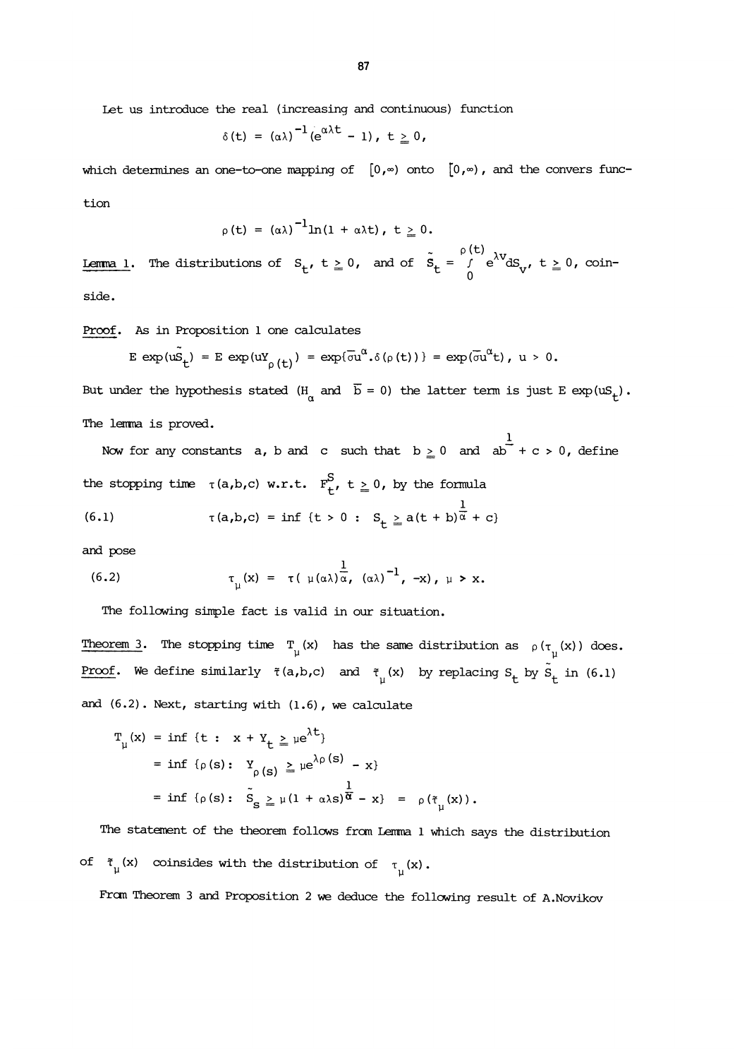Let us introduce the real (increasing and continuous) function

$$\delta(t) = (\alpha\lambda)^{-1}(e^{\alpha\lambda t} - 1), \; t \geqq 0,$$

which determines an one-to-one mapping of $[0,\infty)$ onto $[0,\infty)$, and the convers function

$$\rho(t) = (\alpha\lambda)^{-1}\ln(1 + \alpha\lambda t), \; t \geqq 0.$$

Lemma 1. The distributions of $S_t$, $t \geqq 0$, and of $\tilde{S}_t = \int_0^{\rho(t)} e^{\lambda v} dS_v$, $t \geqq 0$, coinside.

Proof. As in Proposition 1 one calculates

$$E\,\exp(u\tilde{S}_t) = E\,\exp(uY_{\rho(t)}) = \exp\{\bar{\sigma}u^{\alpha}.\delta(\rho(t))\} = \exp(\bar{\sigma}u^{\alpha}t), \; u > 0.$$

But under the hypothesis stated ($H_\alpha$ and $\bar{b} = 0$) the latter term is just $E\,\exp(uS_t)$. The lemma is proved.

Now for any constants a, b and c such that $b \geqq 0$ and $ab^{\frac{1}{\alpha}} + c > 0$, define the stopping time $\tau(a,b,c)$ w.r.t. $F_t^S$, $t \geqq 0$, by the formula

$$\tau(a,b,c) = \inf\{t > 0 : S_t \geqq a(t + b)^{\frac{1}{\alpha}} + c\} \tag{6.1}$$

and pose

$$\tau_\mu(x) = \tau(\mu(\alpha\lambda)^{\frac{1}{\alpha}}, (\alpha\lambda)^{-1}, -x), \; \mu > x. \tag{6.2}$$

The following simple fact is valid in our situation.

Theorem 3. The stopping time $T_\mu(x)$ has the same distribution as $\rho(\tau_\mu(x))$ does.

Proof. We define similarly $\tilde{\tau}(a,b,c)$ and $\tilde{\tau}_\mu(x)$ by replacing $S_t$ by $\tilde{S}_t$ in (6.1) and (6.2). Next, starting with (1.6), we calculate

$$\begin{aligned}
T_\mu(x) &= \inf\{t : x + Y_t \geqq \mu e^{\lambda t}\} \\
&= \inf\{\rho(s) : Y_{\rho(s)} \geqq \mu e^{\lambda\rho(s)} - x\} \\
&= \inf\{\rho(s) : \tilde{S}_s \geqq \mu(1 + \alpha\lambda s)^{\frac{1}{\alpha}} - x\} = \rho(\tilde{\tau}_\mu(x)).
\end{aligned}$$

The statement of the theorem follows from Lemma 1 which says the distribution of $\tilde{\tau}_\mu(x)$ coinsides with the distribution of $\tau_\mu(x)$.

From Theorem 3 and Proposition 2 we deduce the following result of A.Novikov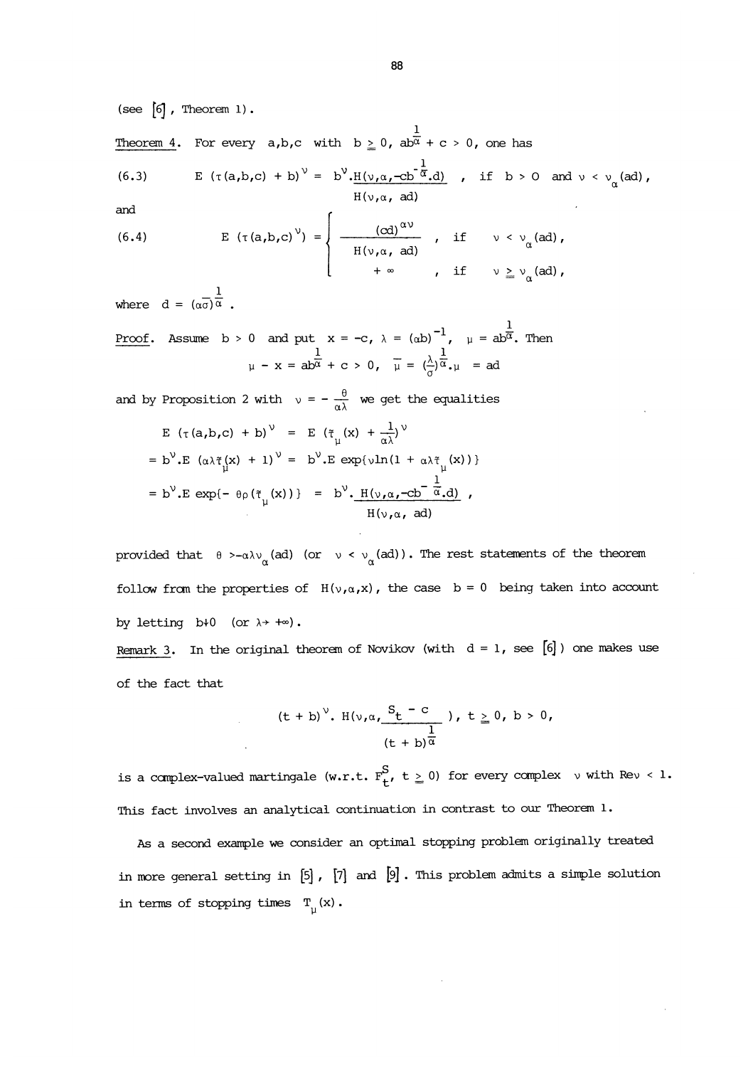(see [6], Theorem 1).

<u>Theorem 4</u>. For every a,b,c with $b \geq 0$, $ab^{\frac{1}{\alpha}} + c > 0$, one has

$$E\,(\tau(a,b,c) + b)^{\nu} = b^{\nu}.\frac{H(\nu,\alpha,-cb^{-\frac{1}{\alpha}}.d)}{H(\nu,\alpha,\ ad)} \quad , \text{ if } b > 0 \text{ and } \nu < \nu_{\alpha}(ad), \tag{6.3}$$

and

$$E\,(\tau(a,b,c)^{\nu}) = \begin{cases} \dfrac{(cd)^{\alpha\nu}}{H(\nu,\alpha,\ ad)} & , \text{ if } \quad \nu < \nu_{\alpha}(ad), \\ +\infty & , \text{ if } \quad \nu \geq \nu_{\alpha}(ad), \end{cases} \tag{6.4}$$

where $d = (\alpha\sigma)^{-\frac{1}{\alpha}}$.

<u>Proof</u>. Assume $b > 0$ and put $x = -c$, $\lambda = (\alpha b)^{-1}$, $\mu = ab^{\frac{1}{\alpha}}$. Then

$$\mu - x = ab^{\frac{1}{\alpha}} + c > 0, \quad \bar{\mu} = (\frac{\lambda}{\sigma})^{\frac{1}{\alpha}}.\mu \ = ad$$

and by Proposition 2 with $\nu = -\frac{\theta}{\alpha\lambda}$ we get the equalities

$$E\,(\tau(a,b,c) + b)^{\nu} \ = \ E\,(\tilde{\tau}_{\mu}(x) + \frac{1}{\alpha\lambda})^{\nu}$$

$$= b^{\nu}.E\,(\alpha\lambda\tilde{\tau}_{\mu}(x) + 1)^{\nu} = \ b^{\nu}.E\,\exp\{\nu\ln(1 + \alpha\lambda\tilde{\tau}_{\mu}(x))\}$$

$$= b^{\nu}.E\,\exp\{-\ \theta\rho(\tilde{\tau}_{\mu}(x))\} \ = \ b^{\nu}.\frac{H(\nu,\alpha,-cb^{-\frac{1}{\alpha}}.d)}{H(\nu,\alpha,\ ad)} \ ,$$

provided that $\theta > -\alpha\lambda\nu_{\alpha}(ad)$ (or $\nu < \nu_{\alpha}(ad)$). The rest statements of the theorem follow from the properties of $H(\nu,\alpha,x)$, the case $b = 0$ being taken into account by letting $b\downarrow 0$ (or $\lambda \to +\infty$).

<u>Remark 3</u>. In the original theorem of Novikov (with $d = 1$, see [6]) one makes use of the fact that

$$(t + b)^{\nu}.\ H(\nu,\alpha,\frac{S_t - c}{(t + b)^{\frac{1}{\alpha}}}),\ t \geq 0,\ b > 0,$$

is a complex-valued martingale (w.r.t. $F_t^S$, $t \geq 0$) for every complex $\nu$ with $\mathrm{Re}\,\nu < 1$. This fact involves an analytical continuation in contrast to our Theorem 1.

As a second example we consider an optimal stopping problem originally treated in more general setting in [5], [7] and [9]. This problem admits a simple solution in terms of stopping times $T_{\mu}(x)$.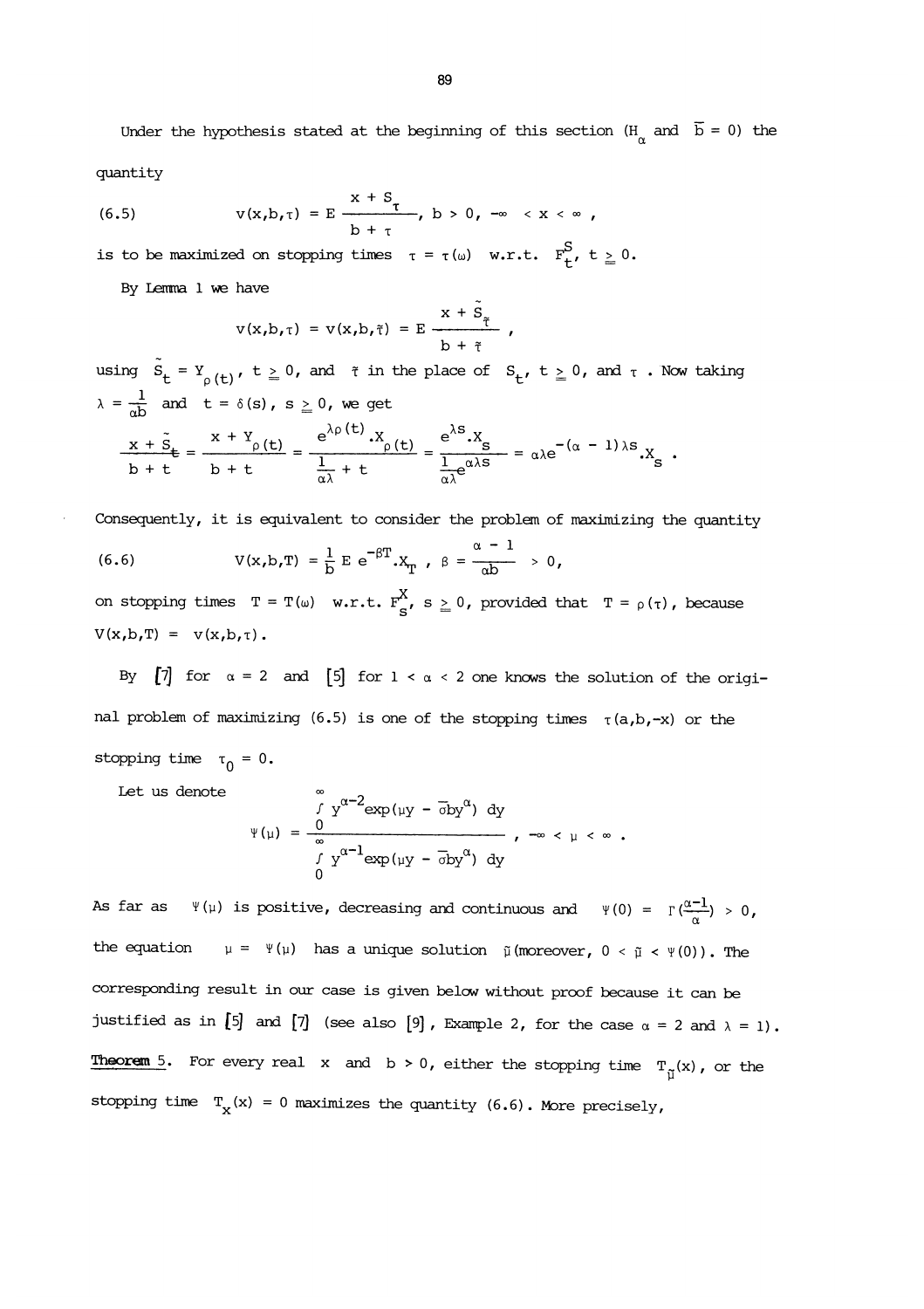Under the hypothesis stated at the beginning of this section ($H_\alpha$ and $\bar{b} = 0$) the quantity

$$v(x,b,\tau) = E\,\frac{x + S_\tau}{b + \tau}, \quad b > 0, \quad -\infty < x < \infty, \tag{6.5}$$

is to be maximized on stopping times $\tau = \tau(\omega)$ w.r.t. $\underline{\underline{F}}_t^S$, $t \geq 0$.

By Lemma 1 we have

$$v(x,b,\tau) = v(x,b,\tilde{\tau}) = E\,\frac{x + \tilde{S}_{\tilde{\tau}}}{b + \tilde{\tau}},$$

using $\tilde{S}_t = Y_{\rho(t)}$, $t \geq 0$, and $\tilde{\tau}$ in the place of $S_t$, $t \geq 0$, and $\tau$. Now taking $\lambda = \frac{1}{\alpha b}$ and $t = \delta(s)$, $s \geq 0$, we get

$$\frac{x + \tilde{S}_t}{b + t} = \frac{x + Y_{\rho(t)}}{b + t} = \frac{e^{\lambda\rho(t)}.X_{\rho(t)}}{\frac{1}{\alpha\lambda} + t} = \frac{e^{\lambda s}.X_s}{\frac{1}{\alpha\lambda}e^{\alpha\lambda s}} = \alpha\lambda e^{-(\alpha - 1)\lambda s}.X_s .$$

Consequently, it is equivalent to consider the problem of maximizing the quantity

$$V(x,b,T) = \frac{1}{b}\,E\,e^{-\beta T}.X_T, \quad \beta = \frac{\alpha - 1}{\alpha b} > 0, \tag{6.6}$$

on stopping times $T = T(\omega)$ w.r.t. $\underline{\underline{F}}_s^X$, $s \geq 0$, provided that $T = \rho(\tau)$, because $V(x,b,T) = v(x,b,\tau)$.

By [7] for $\alpha = 2$ and [5] for $1 < \alpha < 2$ one knows the solution of the original problem of maximizing (6.5) is one of the stopping times $\tau(a,b,-x)$ or the stopping time $\tau_0 = 0$.

Let us denote

$$\Psi(\mu) = \frac{\int_0^\infty y^{\alpha-2}\exp(\mu y - \bar{\sigma} b y^\alpha)\,dy}{\int_0^\infty y^{\alpha-1}\exp(\mu y - \bar{\sigma} b y^\alpha)\,dy}, \quad -\infty < \mu < \infty .$$

As far as $\Psi(\mu)$ is positive, decreasing and continuous and $\Psi(0) = \Gamma(\frac{\alpha-1}{\alpha}) > 0$, the equation $\mu = \Psi(\mu)$ has a unique solution $\tilde{\mu}$ (moreover, $0 < \tilde{\mu} < \Psi(0)$). The corresponding result in our case is given below without proof because it can be justified as in [5] and [7] (see also [9], Example 2, for the case $\alpha = 2$ and $\lambda = 1$).

**Theorem 5.** For every real $x$ and $b > 0$, either the stopping time $T_{\tilde{\mu}}(x)$, or the stopping time $T_x(x) = 0$ maximizes the quantity (6.6). More precisely,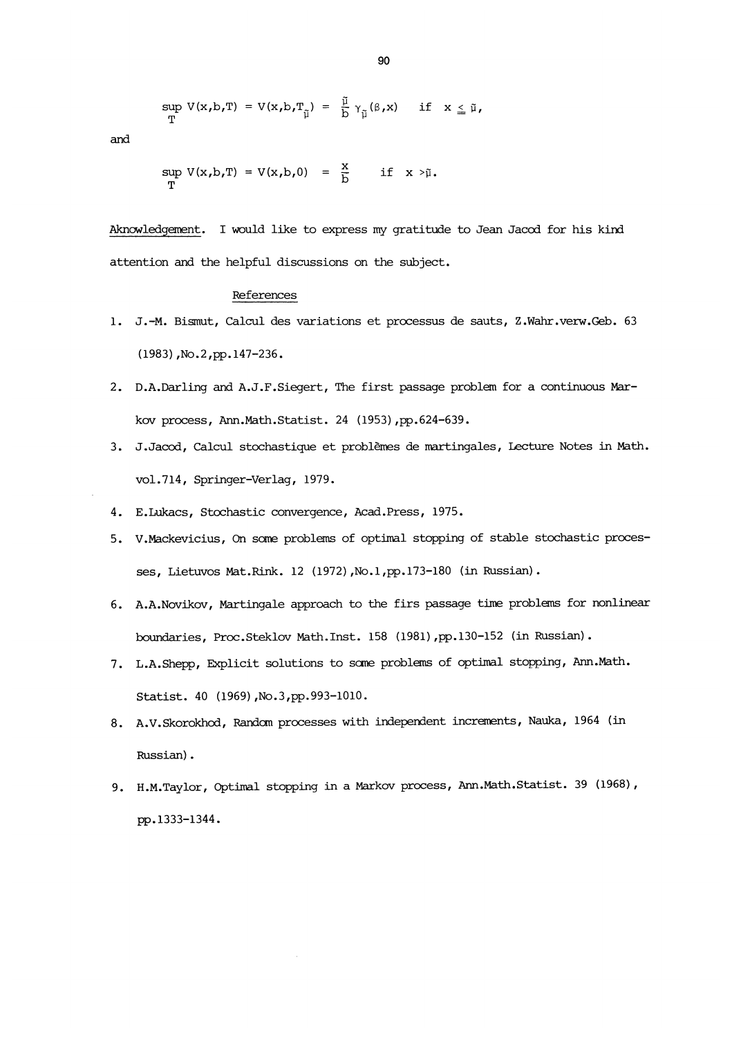$$\sup_T V(x,b,T) = V(x,b,T_{\tilde{\mu}}) = \frac{\tilde{\mu}}{b}\,\gamma_{\tilde{\mu}}(\beta,x) \quad \text{if} \quad x \leqq \tilde{\mu},$$

and

$$\sup_T V(x,b,T) = V(x,b,0) = \frac{x}{b} \quad \text{if} \quad x > \tilde{\mu}.$$

Aknowledgement. I would like to express my gratitude to Jean Jacod for his kind attention and the helpful discussions on the subject.

## References

1. J.-M. Bismut, Calcul des variations et processus de sauts, Z.Wahr.verw.Geb. 63 (1983),No.2,pp.147-236.
2. D.A.Darling and A.J.F.Siegert, The first passage problem for a continuous Markov process, Ann.Math.Statist. 24 (1953),pp.624-639.
3. J.Jacod, Calcul stochastique et problèmes de martingales, Lecture Notes in Math. vol.714, Springer-Verlag, 1979.
4. E.Lukacs, Stochastic convergence, Acad.Press, 1975.
5. V.Mackevicius, On some problems of optimal stopping of stable stochastic processes, Lietuvos Mat.Rink. 12 (1972),No.1,pp.173-180 (in Russian).
6. A.A.Novikov, Martingale approach to the firs passage time problems for nonlinear boundaries, Proc.Steklov Math.Inst. 158 (1981),pp.130-152 (in Russian).
7. L.A.Shepp, Explicit solutions to some problems of optimal stopping, Ann.Math. Statist. 40 (1969),No.3,pp.993-1010.
8. A.V.Skorokhod, Random processes with independent increments, Nauka, 1964 (in Russian).
9. H.M.Taylor, Optimal stopping in a Markov process, Ann.Math.Statist. 39 (1968), pp.1333-1344.